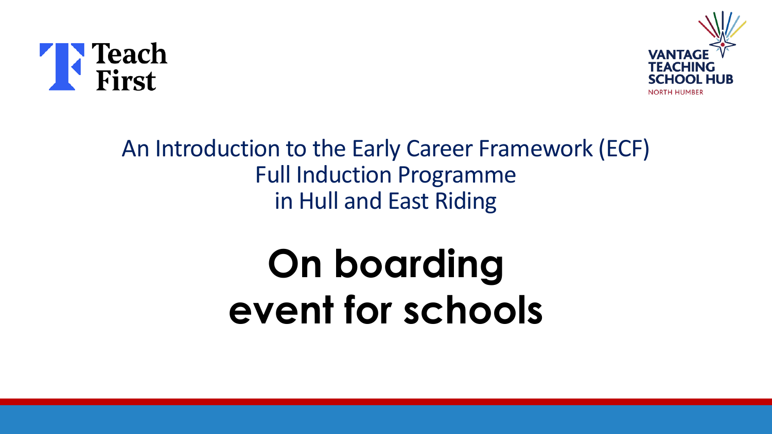Teach First

VANTAGE TEACHING SCHOOL HUB

NORTH HUMBER

An Introduction to the Early Career Framework (ECF) Full Induction Programme in Hull and East Riding

# On boarding event for schools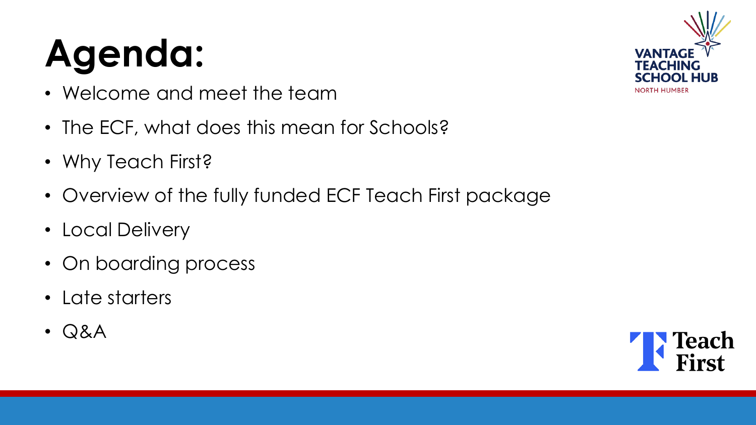# Agenda:

- Welcome and meet the team
- The ECF, what does this mean for Schools?
- Why Teach First?
- Overview of the fully funded ECF Teach First package
- Local Delivery
- On boarding process
- Late starters
- Q&A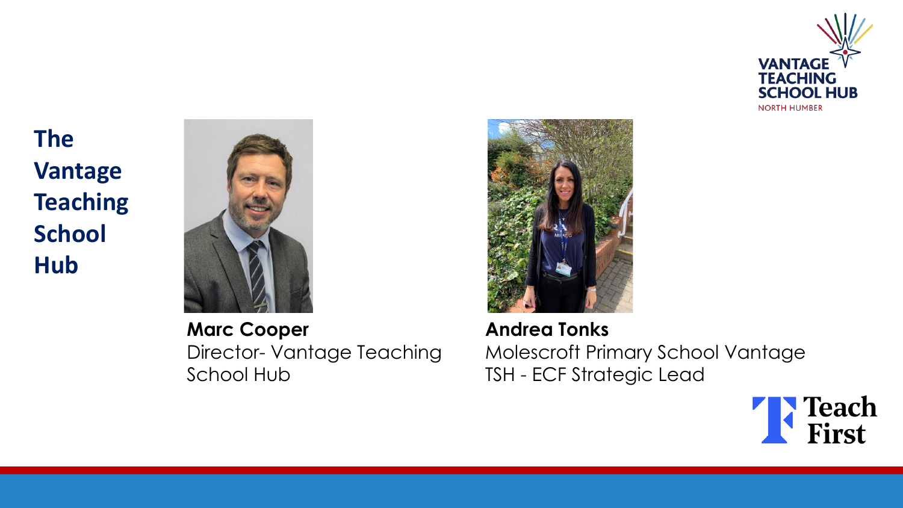# The Vantage Teaching School Hub

**Marc Cooper**
Director- Vantage Teaching School Hub

**Andrea Tonks**
Molescroft Primary School Vantage TSH - ECF Strategic Lead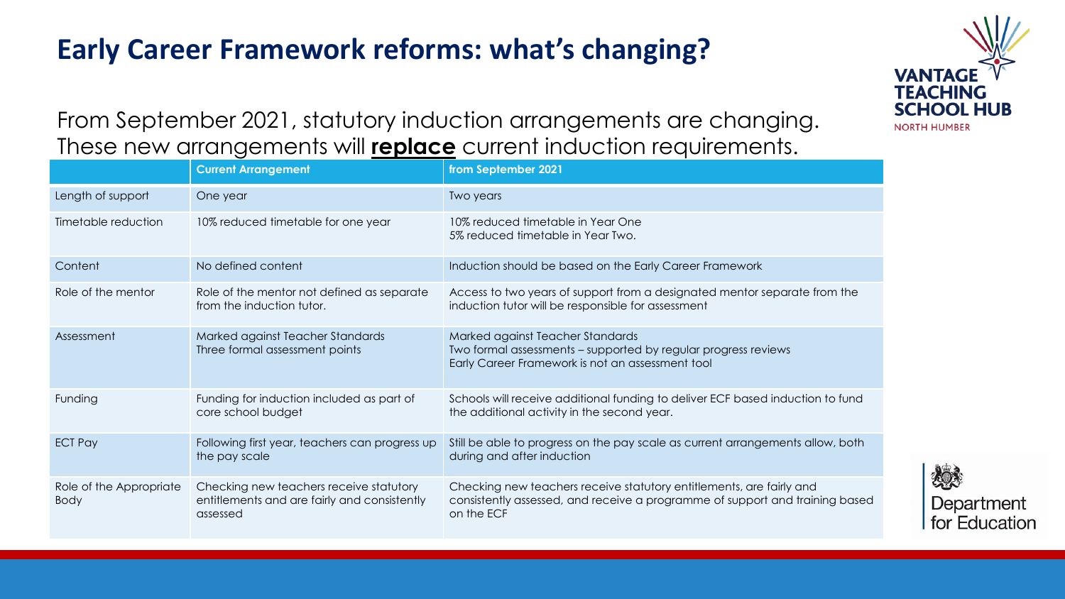# Early Career Framework reforms: what's changing?

From September 2021, statutory induction arrangements are changing. These new arrangements will **replace** current induction requirements.

| | Current Arrangement | from September 2021 |
|---|---|---|
| Length of support | One year | Two years |
| Timetable reduction | 10% reduced timetable for one year | 10% reduced timetable in Year One<br>5% reduced timetable in Year Two. |
| Content | No defined content | Induction should be based on the Early Career Framework |
| Role of the mentor | Role of the mentor not defined as separate from the induction tutor. | Access to two years of support from a designated mentor separate from the induction tutor will be responsible for assessment |
| Assessment | Marked against Teacher Standards<br>Three formal assessment points | Marked against Teacher Standards<br>Two formal assessments – supported by regular progress reviews<br>Early Career Framework is not an assessment tool |
| Funding | Funding for induction included as part of core school budget | Schools will receive additional funding to deliver ECF based induction to fund the additional activity in the second year. |
| ECT Pay | Following first year, teachers can progress up the pay scale | Still be able to progress on the pay scale as current arrangements allow, both during and after induction |
| Role of the Appropriate Body | Checking new teachers receive statutory entitlements and are fairly and consistently assessed | Checking new teachers receive statutory entitlements, are fairly and consistently assessed, and receive a programme of support and training based on the ECF |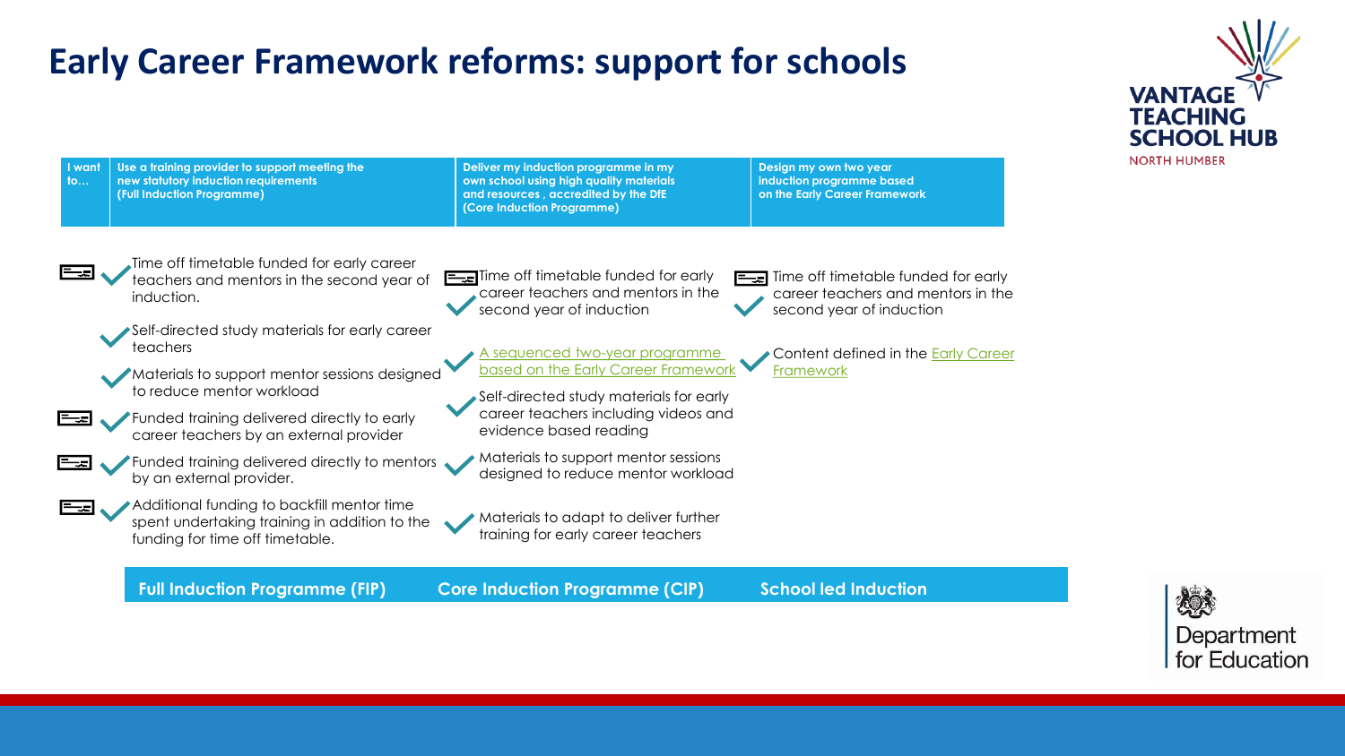# Early Career Framework reforms: support for schools

| I want to… | Use a training provider to support meeting the new statutory induction requirements (Full Induction Programme) | Deliver my induction programme in my own school using high quality materials and resources , accredited by the DfE (Core Induction Programme) | Design my own two year induction programme based on the Early Career Framework |
|---|---|---|---|
| | ✓ Time off timetable funded for early career teachers and mentors in the second year of induction. | ✓ Time off timetable funded for early career teachers and mentors in the second year of induction | ✓ Time off timetable funded for early career teachers and mentors in the second year of induction |
| | ✓ Self-directed study materials for early career teachers | ✓ A sequenced two-year programme based on the Early Career Framework | ✓ Content defined in the Early Career Framework |
| | ✓ Materials to support mentor sessions designed to reduce mentor workload | ✓ Self-directed study materials for early career teachers including videos and evidence based reading | |
| | ✓ Funded training delivered directly to early career teachers by an external provider | ✓ Materials to support mentor sessions designed to reduce mentor workload | |
| | ✓ Funded training delivered directly to mentors by an external provider. | ✓ Materials to adapt to deliver further training for early career teachers | |
| | ✓ Additional funding to backfill mentor time spent undertaking training in addition to the funding for time off timetable. | | |
| | **Full Induction Programme (FIP)** | **Core Induction Programme (CIP)** | **School led Induction** |

VANTAGE TEACHING SCHOOL HUB
NORTH HUMBER

Department for Education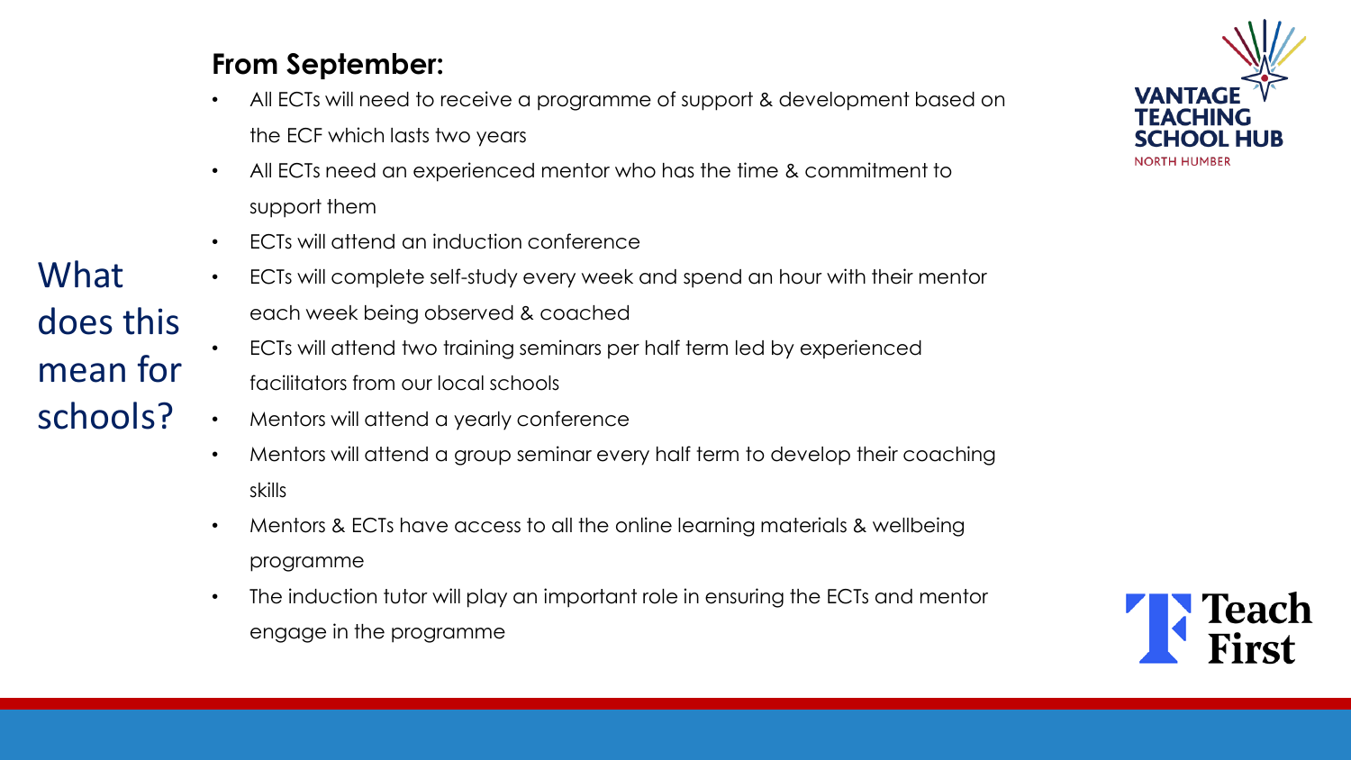## What does this mean for schools?

**From September:**

- All ECTs will need to receive a programme of support & development based on the ECF which lasts two years
- All ECTs need an experienced mentor who has the time & commitment to support them
- ECTs will attend an induction conference
- ECTs will complete self-study every week and spend an hour with their mentor each week being observed & coached
- ECTs will attend two training seminars per half term led by experienced facilitators from our local schools
- Mentors will attend a yearly conference
- Mentors will attend a group seminar every half term to develop their coaching skills
- Mentors & ECTs have access to all the online learning materials & wellbeing programme
- The induction tutor will play an important role in ensuring the ECTs and mentor engage in the programme

VANTAGE TEACHING SCHOOL HUB
NORTH HUMBER

Teach First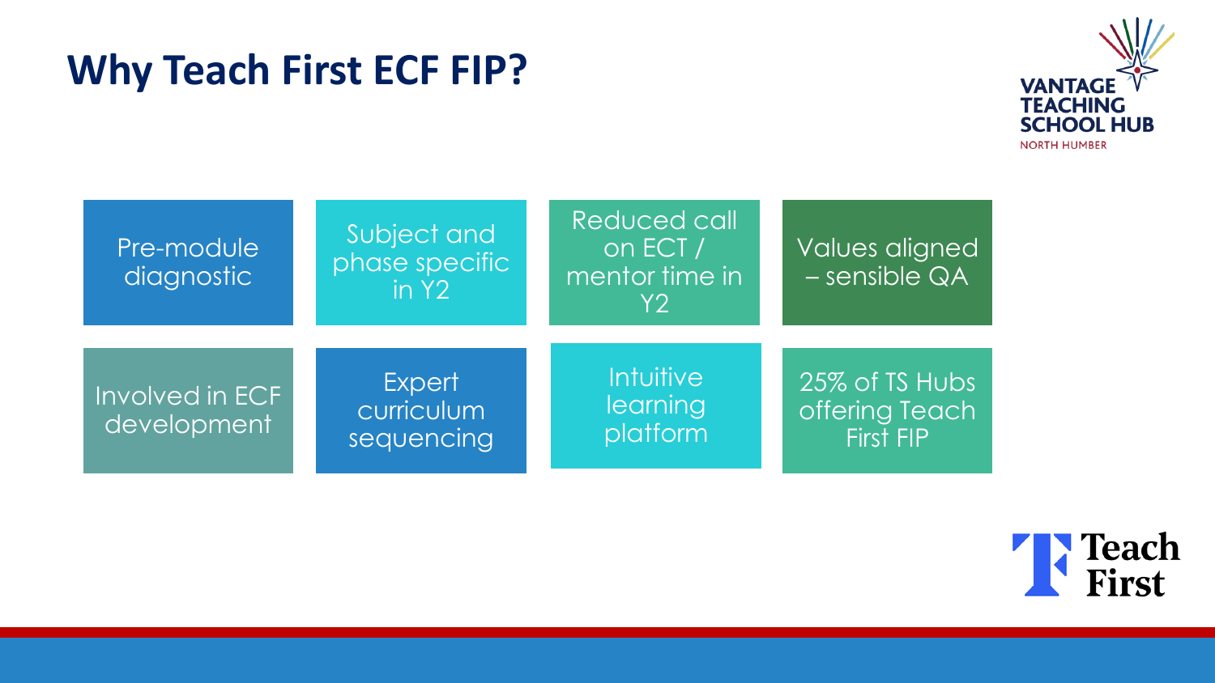# Why Teach First ECF FIP?

- Pre-module diagnostic
- Subject and phase specific in Y2
- Reduced call on ECT / mentor time in Y2
- Values aligned – sensible QA
- Involved in ECF development
- Expert curriculum sequencing
- Intuitive learning platform
- 25% of TS Hubs offering Teach First FIP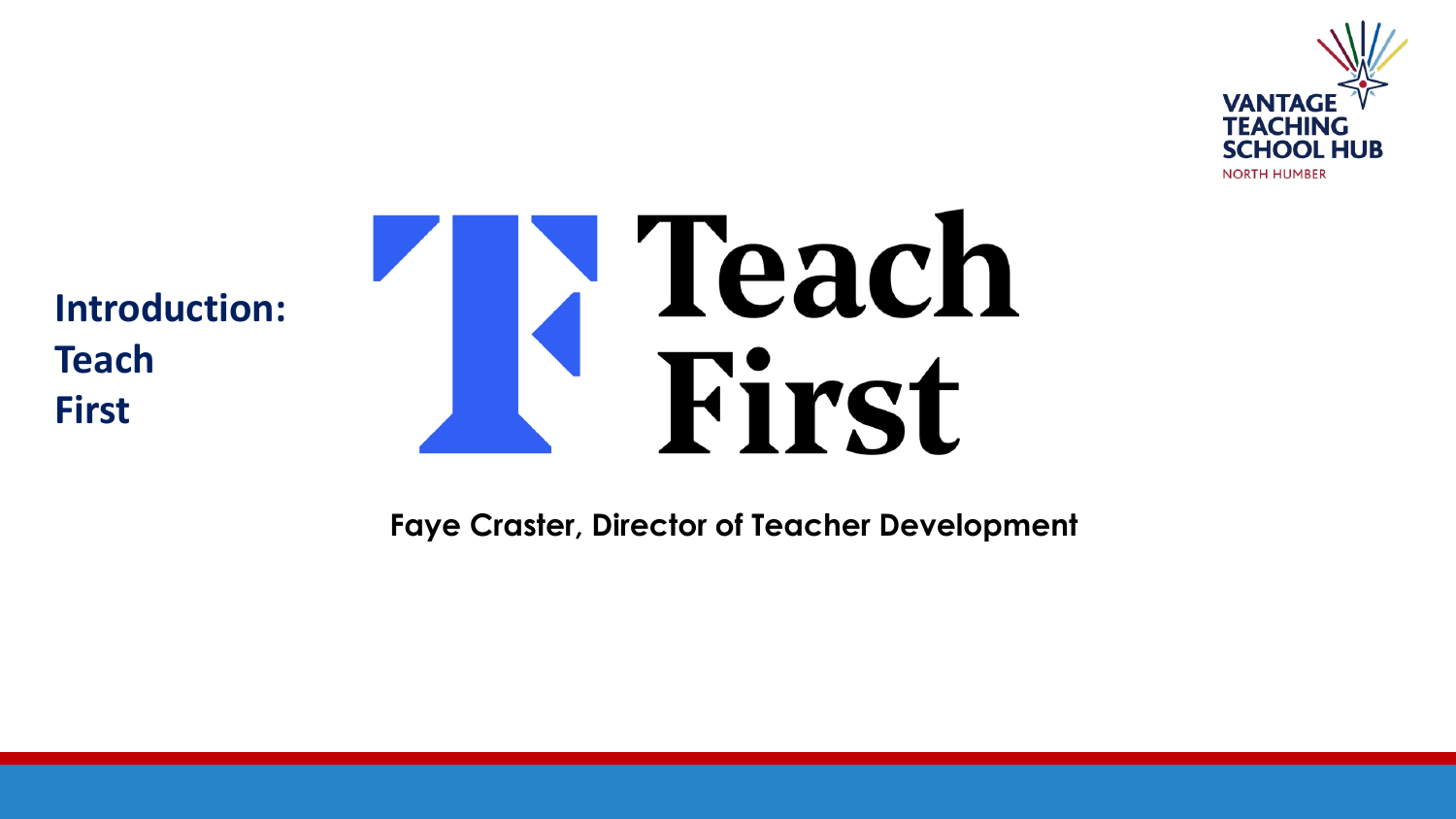VANTAGE TEACHING SCHOOL HUB
NORTH HUMBER

## Introduction: Teach First

# Teach First

**Faye Craster, Director of Teacher Development**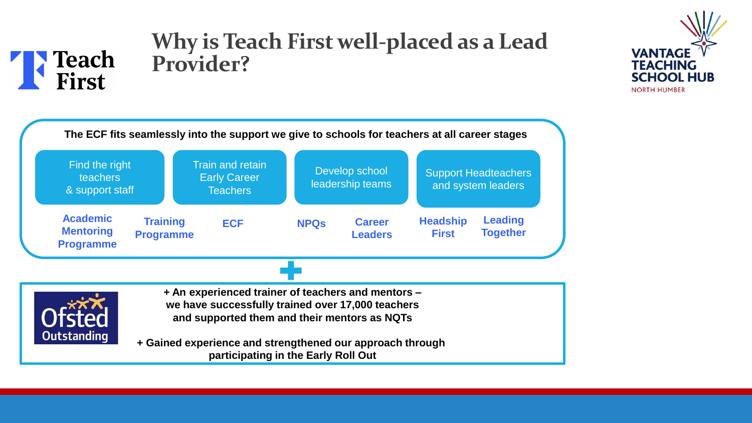# Why is Teach First well-placed as a Lead Provider?

**The ECF fits seamlessly into the support we give to schools for teachers at all career stages**

| Find the right teachers & support staff | Train and retain Early Career Teachers | Develop school leadership teams | Support Headteachers and system leaders |
|---|---|---|---|
| **Academic Mentoring Programme**, **Training Programme** | **ECF** | **NPQs**, **Career Leaders** | **Headship First**, **Leading Together** |

**+**

Ofsted Outstanding

**+ An experienced trainer of teachers and mentors – we have successfully trained over 17,000 teachers and supported them and their mentors as NQTs**

**+ Gained experience and strengthened our approach through participating in the Early Roll Out**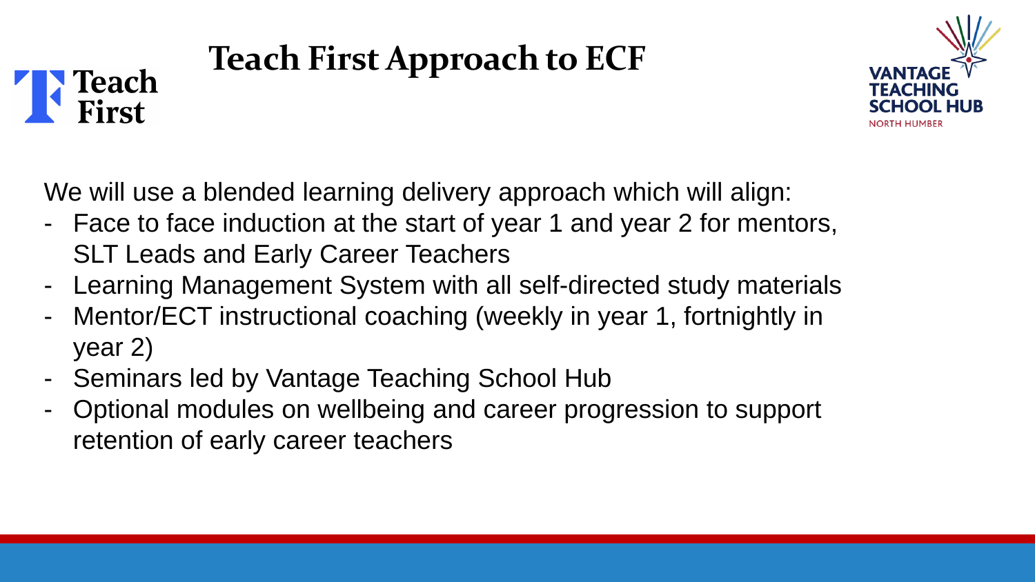# Teach First Approach to ECF

We will use a blended learning delivery approach which will align:

- Face to face induction at the start of year 1 and year 2 for mentors, SLT Leads and Early Career Teachers
- Learning Management System with all self-directed study materials
- Mentor/ECT instructional coaching (weekly in year 1, fortnightly in year 2)
- Seminars led by Vantage Teaching School Hub
- Optional modules on wellbeing and career progression to support retention of early career teachers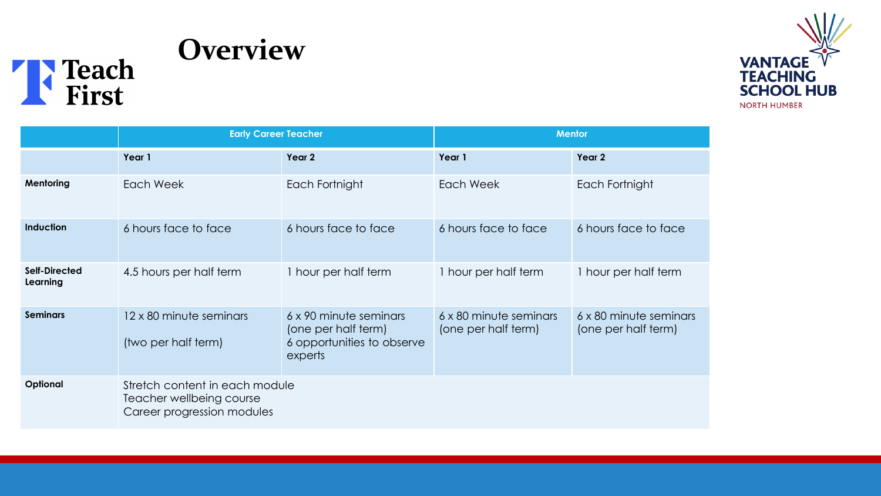# Overview

Teach First

VANTAGE TEACHING SCHOOL HUB
NORTH HUMBER

| | Early Career Teacher | | Mentor | |
|---|---|---|---|---|
| | **Year 1** | **Year 2** | **Year 1** | **Year 2** |
| **Mentoring** | Each Week | Each Fortnight | Each Week | Each Fortnight |
| **Induction** | 6 hours face to face | 6 hours face to face | 6 hours face to face | 6 hours face to face |
| **Self-Directed Learning** | 4.5 hours per half term | 1 hour per half term | 1 hour per half term | 1 hour per half term |
| **Seminars** | 12 x 80 minute seminars<br><br>(two per half term) | 6 x 90 minute seminars (one per half term)<br>6 opportunities to observe experts | 6 x 80 minute seminars (one per half term) | 6 x 80 minute seminars (one per half term) |
| **Optional** | Stretch content in each module<br>Teacher wellbeing course<br>Career progression modules | | | |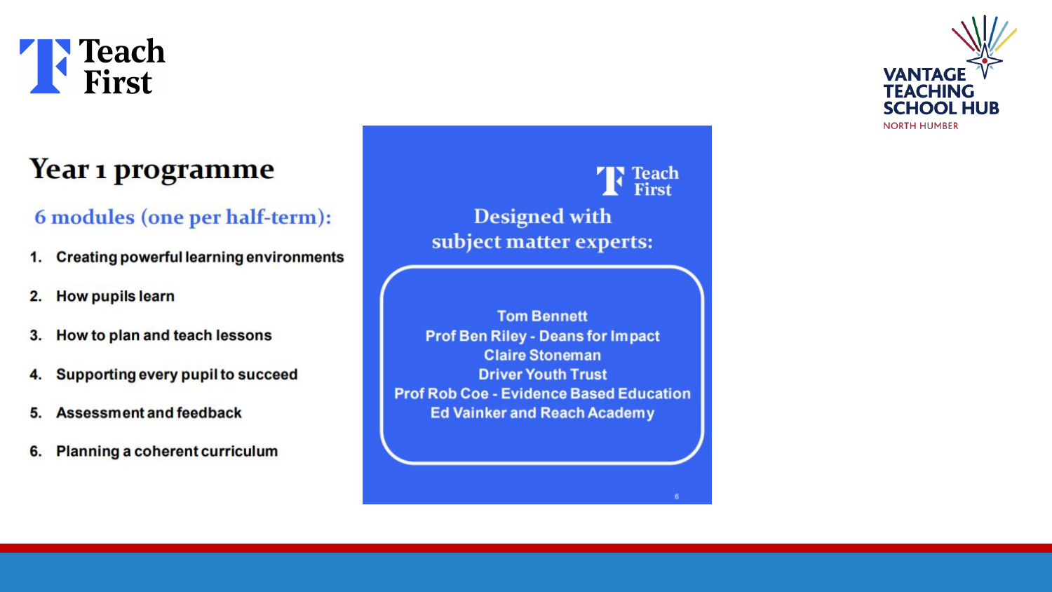Teach First

VANTAGE TEACHING SCHOOL HUB
NORTH HUMBER

# Year 1 programme

## 6 modules (one per half-term):

1. **Creating powerful learning environments**
2. **How pupils learn**
3. **How to plan and teach lessons**
4. **Supporting every pupil to succeed**
5. **Assessment and feedback**
6. **Planning a coherent curriculum**

Teach First

**Designed with subject matter experts:**

**Tom Bennett**
**Prof Ben Riley - Deans for Impact**
**Claire Stoneman**
**Driver Youth Trust**
**Prof Rob Coe - Evidence Based Education**
**Ed Vainker and Reach Academy**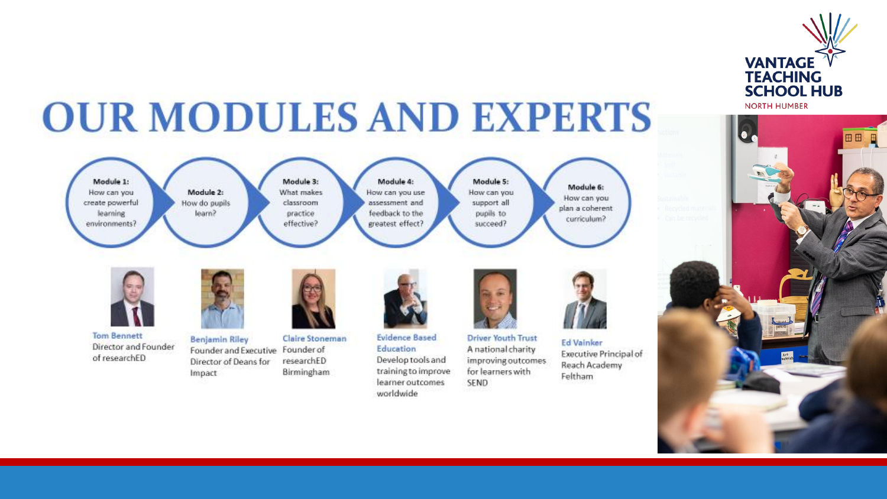# OUR MODULES AND EXPERTS

**Module 1:** How can you create powerful learning environments?

**Module 2:** How do pupils learn?

**Module 3:** What makes classroom practice effective?

**Module 4:** How can you use assessment and feedback to the greatest effect?

**Module 5:** How can you support all pupils to succeed?

**Module 6:** How can you plan a coherent curriculum?

**Tom Bennett**
Director and Founder of researchED

**Benjamin Riley**
Founder and Executive Director of Deans for Impact

**Claire Stoneman**
Founder of researchED Birmingham

**Evidence Based Education**
Develop tools and training to improve learner outcomes worldwide

**Driver Youth Trust**
A national charity improving outcomes for learners with SEND

**Ed Vainker**
Executive Principal of Reach Academy Feltham

VANTAGE TEACHING SCHOOL HUB
NORTH HUMBER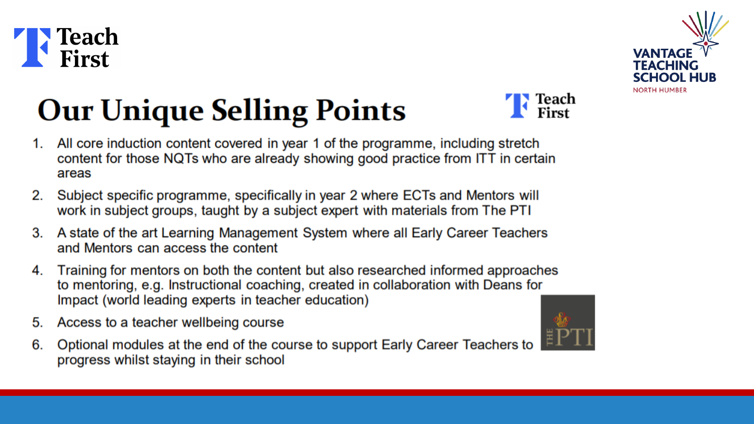# Our Unique Selling Points

1. All core induction content covered in year 1 of the programme, including stretch content for those NQTs who are already showing good practice from ITT in certain areas
2. Subject specific programme, specifically in year 2 where ECTs and Mentors will work in subject groups, taught by a subject expert with materials from The PTI
3. A state of the art Learning Management System where all Early Career Teachers and Mentors can access the content
4. Training for mentors on both the content but also researched informed approaches to mentoring, e.g. Instructional coaching, created in collaboration with Deans for Impact (world leading experts in teacher education)
5. Access to a teacher wellbeing course
6. Optional modules at the end of the course to support Early Career Teachers to progress whilst staying in their school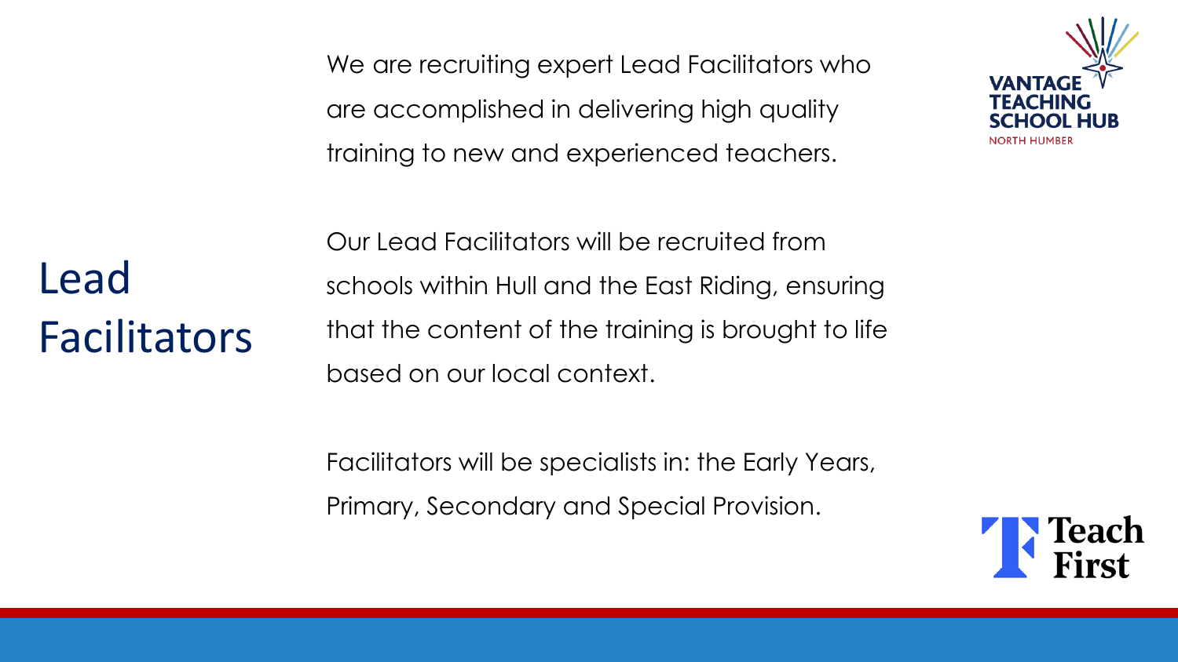# Lead Facilitators

We are recruiting expert Lead Facilitators who are accomplished in delivering high quality training to new and experienced teachers.

Our Lead Facilitators will be recruited from schools within Hull and the East Riding, ensuring that the content of the training is brought to life based on our local context.

Facilitators will be specialists in: the Early Years, Primary, Secondary and Special Provision.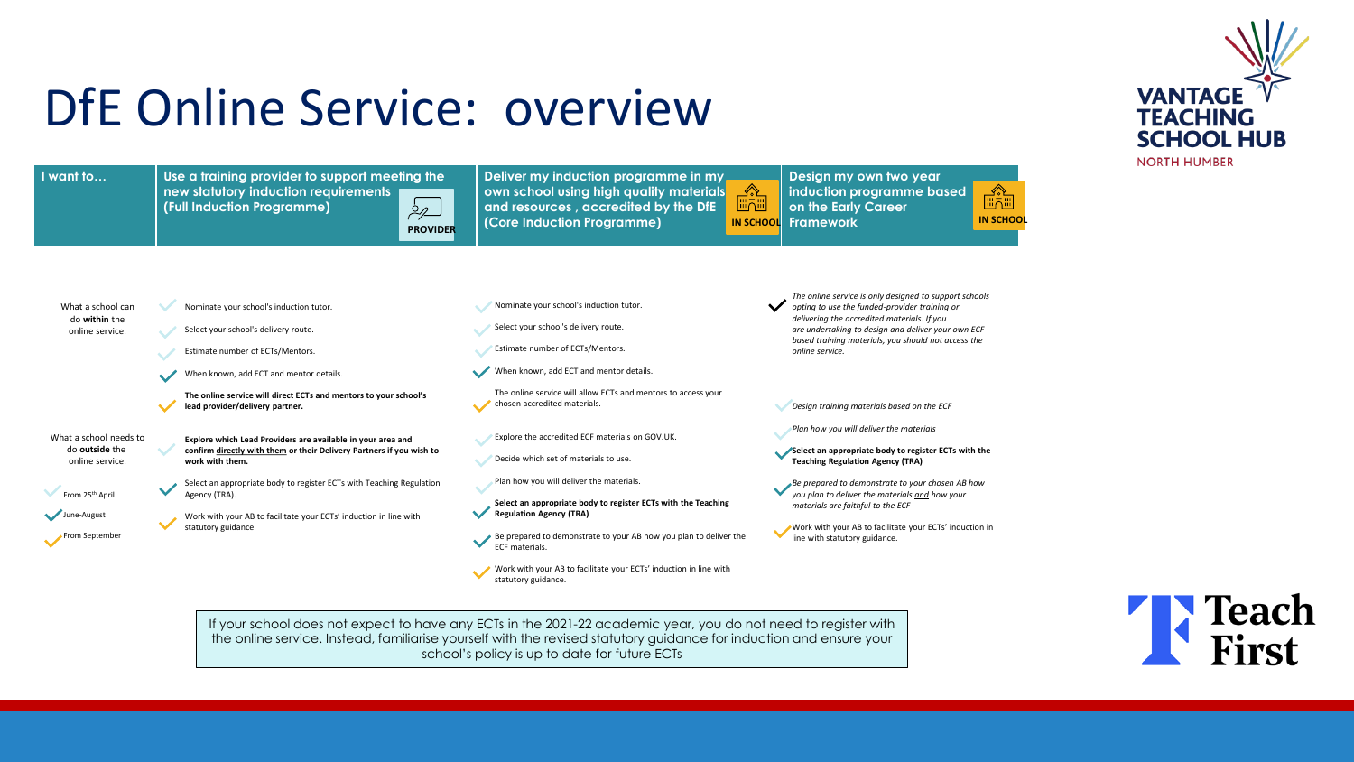# DfE Online Service: overview

| I want to… | Use a training provider to support meeting the new statutory induction requirements (Full Induction Programme) PROVIDER | Deliver my induction programme in my own school using high quality materials and resources , accredited by the DfE (Core Induction Programme) IN SCHOOL | Design my own two year induction programme based on the Early Career Framework IN SCHOOL |
| --- | --- | --- | --- |
| What a school can do **within** the online service: | Nominate your school's induction tutor.<br>Select your school's delivery route.<br>Estimate number of ECTs/Mentors.<br>When known, add ECT and mentor details.<br>**The online service will direct ECTs and mentors to your school's lead provider/delivery partner.** | Nominate your school's induction tutor.<br>Select your school's delivery route.<br>Estimate number of ECTs/Mentors.<br>When known, add ECT and mentor details.<br>The online service will allow ECTs and mentors to access your chosen accredited materials. | *The online service is only designed to support schools opting to use the funded-provider training or delivering the accredited materials. If you are undertaking to design and deliver your own ECF-based training materials, you should not access the online service.* |
| What a school needs to do **outside** the online service: | **Explore which Lead Providers are available in your area and confirm <u>directly with them</u> or their Delivery Partners if you wish to work with them.**<br>Select an appropriate body to register ECTs with Teaching Regulation Agency (TRA).<br>Work with your AB to facilitate your ECTs' induction in line with statutory guidance. | Explore the accredited ECF materials on GOV.UK.<br>Decide which set of materials to use.<br>Plan how you will deliver the materials.<br>**Select an appropriate body to register ECTs with the Teaching Regulation Agency (TRA)**<br>Be prepared to demonstrate to your AB how you plan to deliver the ECF materials.<br>Work with your AB to facilitate your ECTs' induction in line with statutory guidance. | *Design training materials based on the ECF*<br>*Plan how you will deliver the materials*<br>***Select an appropriate body to register ECTs with the Teaching Regulation Agency (TRA)***<br>*Be prepared to demonstrate to your chosen AB how you plan to deliver the materials <u>and</u> how your materials are faithful to the ECF*<br>Work with your AB to facilitate your ECTs' induction in line with statutory guidance. |

Key:
- From 25th April
- June-August
- From September

If your school does not expect to have any ECTs in the 2021-22 academic year, you do not need to register with the online service. Instead, familiarise yourself with the revised statutory guidance for induction and ensure your school's policy is up to date for future ECTs

VANTAGE TEACHING SCHOOL HUB NORTH HUMBER

Teach First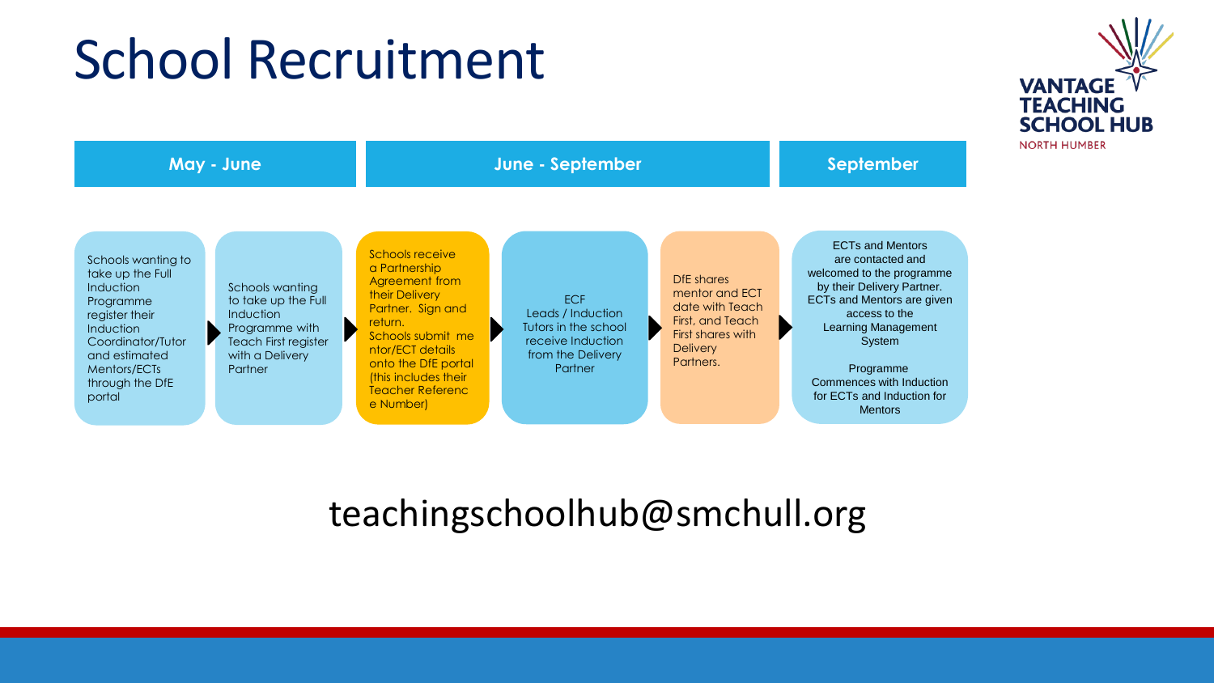# School Recruitment

VANTAGE TEACHING SCHOOL HUB
NORTH HUMBER

| May - June | | June - September | | | September |
|---|---|---|---|---|---|
| Schools wanting to take up the Full Induction Programme register their Induction Coordinator/Tutor and estimated Mentors/ECTs through the DfE portal | Schools wanting to take up the Full Induction Programme with Teach First register with a Delivery Partner | Schools receive a Partnership Agreement from their Delivery Partner. Sign and return. Schools submit mentor/ECT details onto the DfE portal (this includes their Teacher Reference Number) | ECF Leads / Induction Tutors in the school receive Induction from the Delivery Partner | DfE shares mentor and ECT date with Teach First, and Teach First shares with Delivery Partners. | ECTs and Mentors are contacted and welcomed to the programme by their Delivery Partner. ECTs and Mentors are given access to the Learning Management System<br><br>Programme Commences with Induction for ECTs and Induction for Mentors |

teachingschoolhub@smchull.org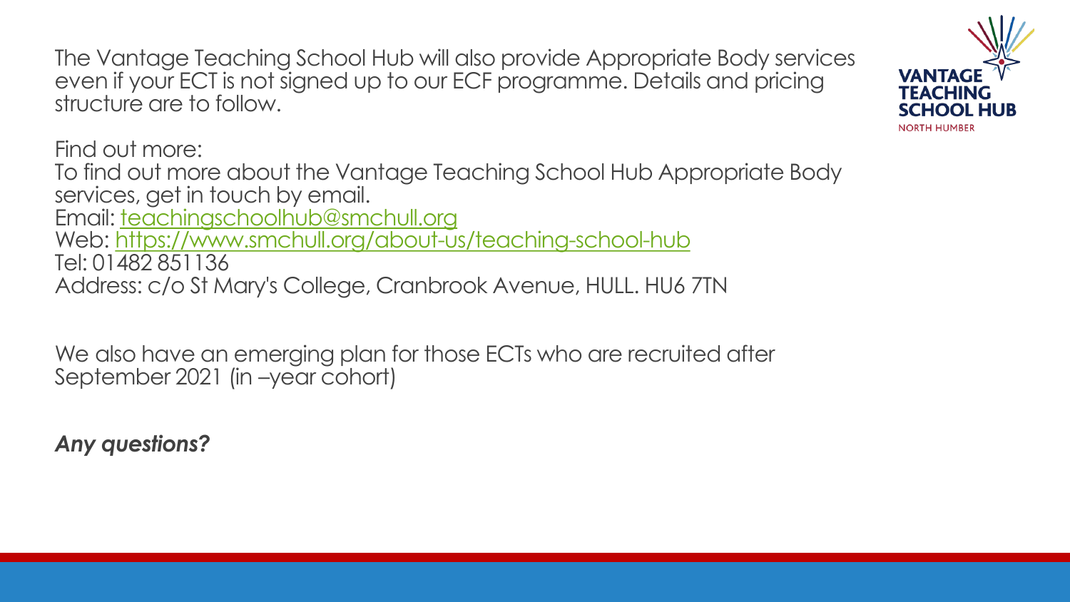The Vantage Teaching School Hub will also provide Appropriate Body services even if your ECT is not signed up to our ECF programme. Details and pricing structure are to follow.

Find out more:
To find out more about the Vantage Teaching School Hub Appropriate Body services, get in touch by email.
Email: [teachingschoolhub@smchull.org](mailto:teachingschoolhub@smchull.org)
Web: [https://www.smchull.org/about-us/teaching-school-hub](https://www.smchull.org/about-us/teaching-school-hub)
Tel: 01482 851136
Address: c/o St Mary's College, Cranbrook Avenue, HULL. HU6 7TN

We also have an emerging plan for those ECTs who are recruited after September 2021 (in –year cohort)

***Any questions?***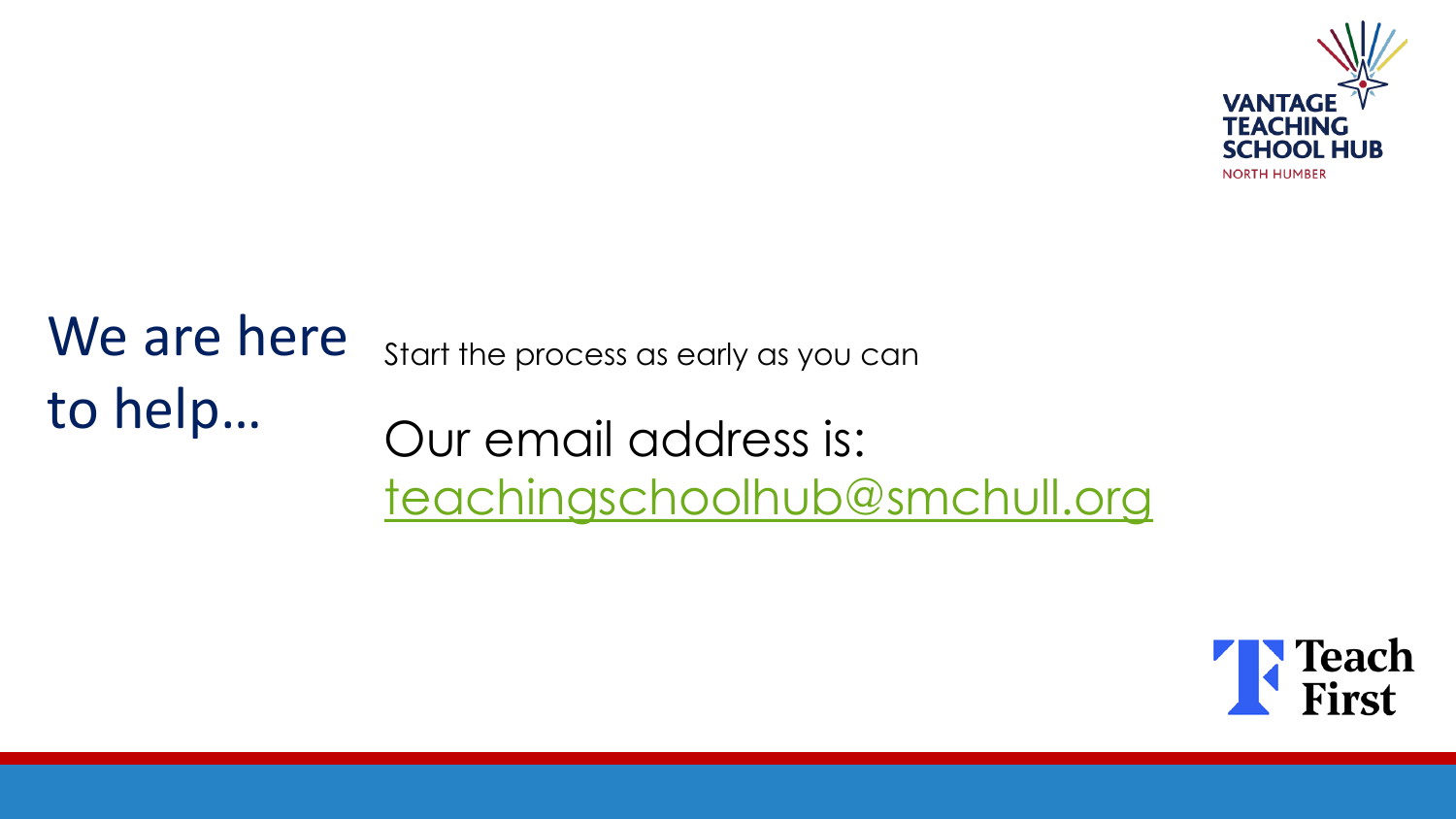# We are here to help…

Start the process as early as you can

Our email address is: teachingschoolhub@smchull.org